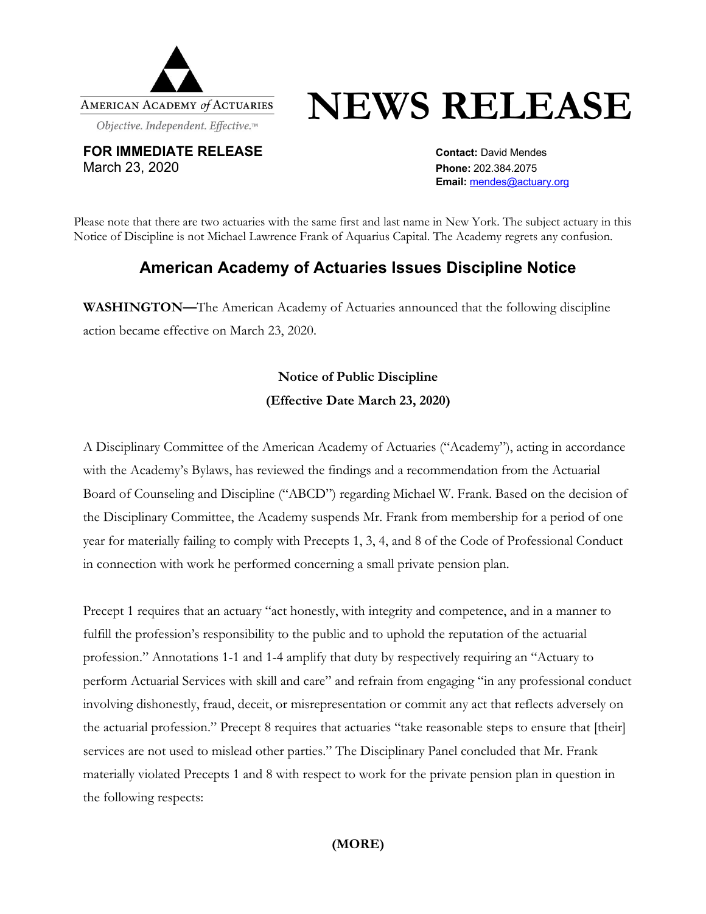AMERICAN ACADEMY *of* ACTUARIES

*Objective. Independent. Effective.™*

# NEWS RELEASE

**FOR IMMEDIATE RELEASE**
March 23, 2020

**Contact:** David Mendes
**Phone:** 202.384.2075
**Email:** mendes@actuary.org

Please note that there are two actuaries with the same first and last name in New York. The subject actuary in this Notice of Discipline is not Michael Lawrence Frank of Aquarius Capital. The Academy regrets any confusion.

## American Academy of Actuaries Issues Discipline Notice

**WASHINGTON—**The American Academy of Actuaries announced that the following discipline action became effective on March 23, 2020.

### Notice of Public Discipline
### (Effective Date March 23, 2020)

A Disciplinary Committee of the American Academy of Actuaries ("Academy"), acting in accordance with the Academy's Bylaws, has reviewed the findings and a recommendation from the Actuarial Board of Counseling and Discipline ("ABCD") regarding Michael W. Frank. Based on the decision of the Disciplinary Committee, the Academy suspends Mr. Frank from membership for a period of one year for materially failing to comply with Precepts 1, 3, 4, and 8 of the Code of Professional Conduct in connection with work he performed concerning a small private pension plan.

Precept 1 requires that an actuary "act honestly, with integrity and competence, and in a manner to fulfill the profession's responsibility to the public and to uphold the reputation of the actuarial profession." Annotations 1-1 and 1-4 amplify that duty by respectively requiring an "Actuary to perform Actuarial Services with skill and care" and refrain from engaging "in any professional conduct involving dishonestly, fraud, deceit, or misrepresentation or commit any act that reflects adversely on the actuarial profession." Precept 8 requires that actuaries "take reasonable steps to ensure that [their] services are not used to mislead other parties." The Disciplinary Panel concluded that Mr. Frank materially violated Precepts 1 and 8 with respect to work for the private pension plan in question in the following respects:

**(MORE)**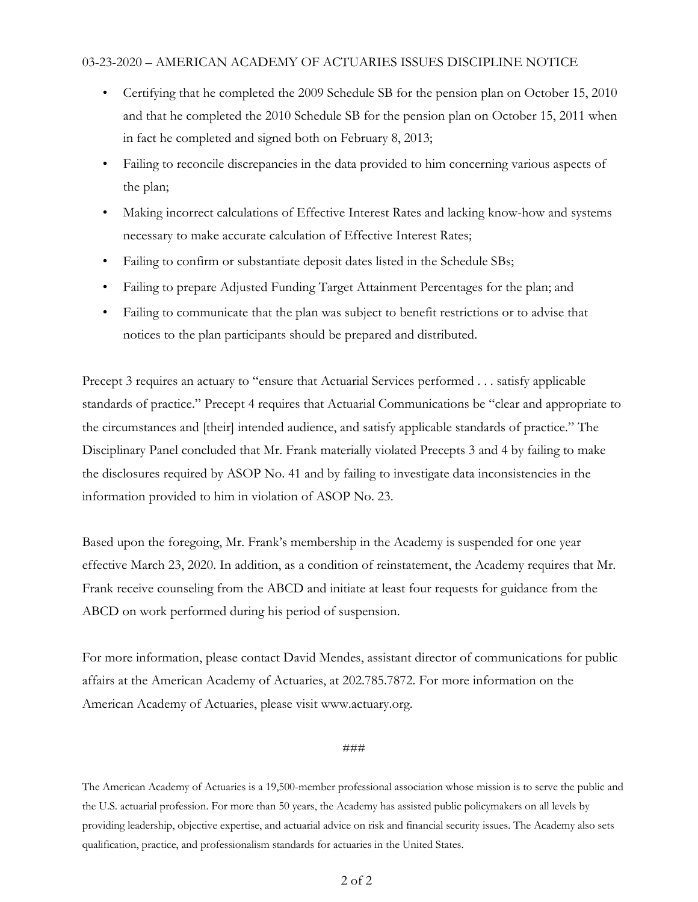- Certifying that he completed the 2009 Schedule SB for the pension plan on October 15, 2010 and that he completed the 2010 Schedule SB for the pension plan on October 15, 2011 when in fact he completed and signed both on February 8, 2013;
- Failing to reconcile discrepancies in the data provided to him concerning various aspects of the plan;
- Making incorrect calculations of Effective Interest Rates and lacking know-how and systems necessary to make accurate calculation of Effective Interest Rates;
- Failing to confirm or substantiate deposit dates listed in the Schedule SBs;
- Failing to prepare Adjusted Funding Target Attainment Percentages for the plan; and
- Failing to communicate that the plan was subject to benefit restrictions or to advise that notices to the plan participants should be prepared and distributed.

Precept 3 requires an actuary to "ensure that Actuarial Services performed . . . satisfy applicable standards of practice." Precept 4 requires that Actuarial Communications be "clear and appropriate to the circumstances and [their] intended audience, and satisfy applicable standards of practice." The Disciplinary Panel concluded that Mr. Frank materially violated Precepts 3 and 4 by failing to make the disclosures required by ASOP No. 41 and by failing to investigate data inconsistencies in the information provided to him in violation of ASOP No. 23.

Based upon the foregoing, Mr. Frank's membership in the Academy is suspended for one year effective March 23, 2020. In addition, as a condition of reinstatement, the Academy requires that Mr. Frank receive counseling from the ABCD and initiate at least four requests for guidance from the ABCD on work performed during his period of suspension.

For more information, please contact David Mendes, assistant director of communications for public affairs at the American Academy of Actuaries, at 202.785.7872. For more information on the American Academy of Actuaries, please visit www.actuary.org.

###

The American Academy of Actuaries is a 19,500-member professional association whose mission is to serve the public and the U.S. actuarial profession. For more than 50 years, the Academy has assisted public policymakers on all levels by providing leadership, objective expertise, and actuarial advice on risk and financial security issues. The Academy also sets qualification, practice, and professionalism standards for actuaries in the United States.